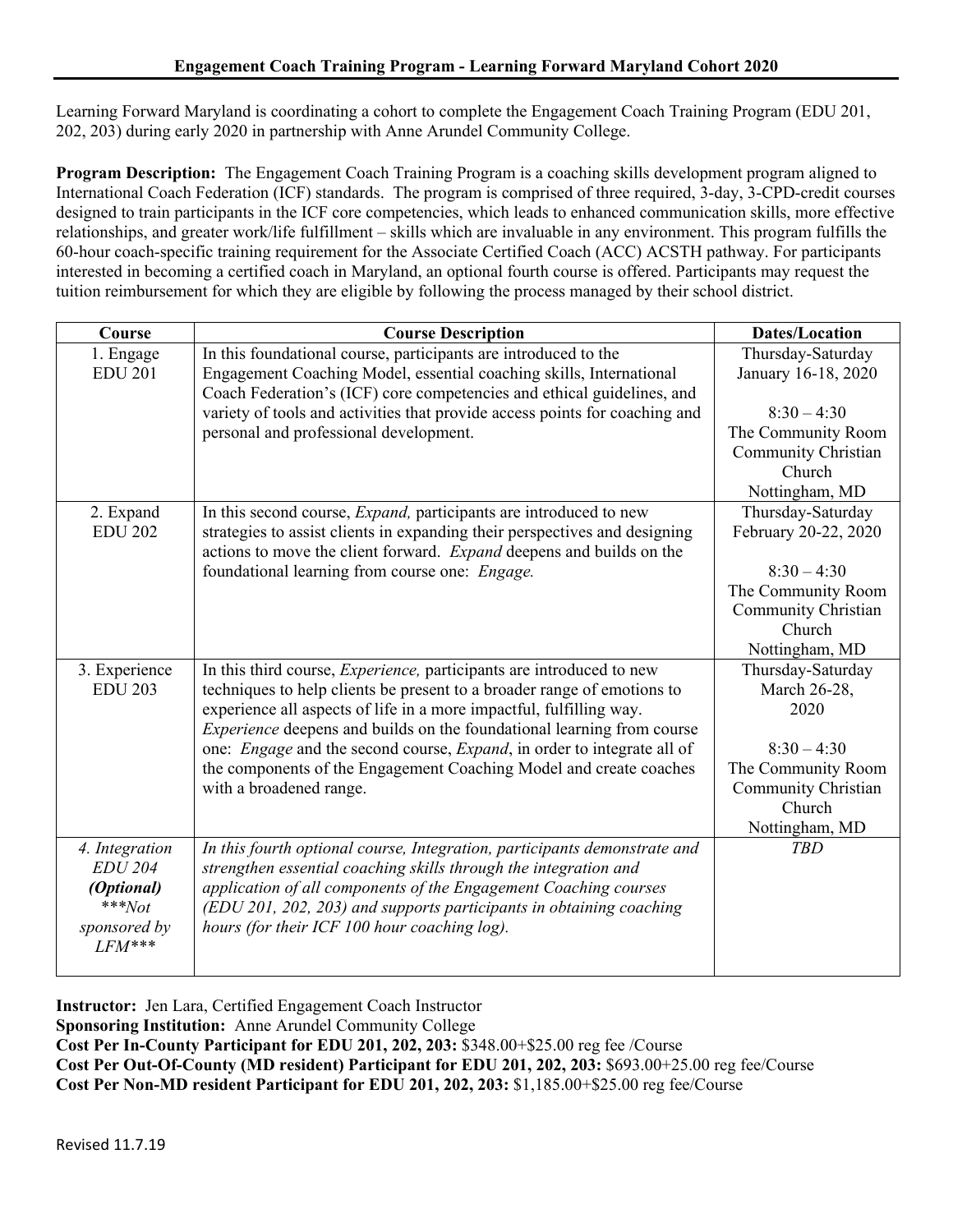# Engagement Coach Training Program - Learning Forward Maryland Cohort 2020

Learning Forward Maryland is coordinating a cohort to complete the Engagement Coach Training Program (EDU 201, 202, 203) during early 2020 in partnership with Anne Arundel Community College.

**Program Description:** The Engagement Coach Training Program is a coaching skills development program aligned to International Coach Federation (ICF) standards. The program is comprised of three required, 3-day, 3-CPD-credit courses designed to train participants in the ICF core competencies, which leads to enhanced communication skills, more effective relationships, and greater work/life fulfillment – skills which are invaluable in any environment. This program fulfills the 60-hour coach-specific training requirement for the Associate Certified Coach (ACC) ACSTH pathway. For participants interested in becoming a certified coach in Maryland, an optional fourth course is offered. Participants may request the tuition reimbursement for which they are eligible by following the process managed by their school district.

| Course | Course Description | Dates/Location |
|---|---|---|
| 1. Engage EDU 201 | In this foundational course, participants are introduced to the Engagement Coaching Model, essential coaching skills, International Coach Federation's (ICF) core competencies and ethical guidelines, and variety of tools and activities that provide access points for coaching and personal and professional development. | Thursday-Saturday January 16-18, 2020<br><br>8:30 – 4:30<br>The Community Room<br>Community Christian Church<br>Nottingham, MD |
| 2. Expand EDU 202 | In this second course, *Expand,* participants are introduced to new strategies to assist clients in expanding their perspectives and designing actions to move the client forward. *Expand* deepens and builds on the foundational learning from course one: *Engage.* | Thursday-Saturday February 20-22, 2020<br><br>8:30 – 4:30<br>The Community Room<br>Community Christian Church<br>Nottingham, MD |
| 3. Experience EDU 203 | In this third course, *Experience,* participants are introduced to new techniques to help clients be present to a broader range of emotions to experience all aspects of life in a more impactful, fulfilling way. *Experience* deepens and builds on the foundational learning from course one: *Engage* and the second course, *Expand*, in order to integrate all of the components of the Engagement Coaching Model and create coaches with a broadened range. | Thursday-Saturday March 26-28, 2020<br><br>8:30 – 4:30<br>The Community Room<br>Community Christian Church<br>Nottingham, MD |
| *4. Integration EDU 204* ***(Optional)*** *\*\*\*Not sponsored by LFM\*\*\** | *In this fourth optional course, Integration, participants demonstrate and strengthen essential coaching skills through the integration and application of all components of the Engagement Coaching courses (EDU 201, 202, 203) and supports participants in obtaining coaching hours (for their ICF 100 hour coaching log).* | *TBD* |

**Instructor:** Jen Lara, Certified Engagement Coach Instructor
**Sponsoring Institution:** Anne Arundel Community College
**Cost Per In-County Participant for EDU 201, 202, 203:** $348.00+$25.00 reg fee /Course
**Cost Per Out-Of-County (MD resident) Participant for EDU 201, 202, 203:** $693.00+25.00 reg fee/Course
**Cost Per Non-MD resident Participant for EDU 201, 202, 203:** $1,185.00+$25.00 reg fee/Course

Revised 11.7.19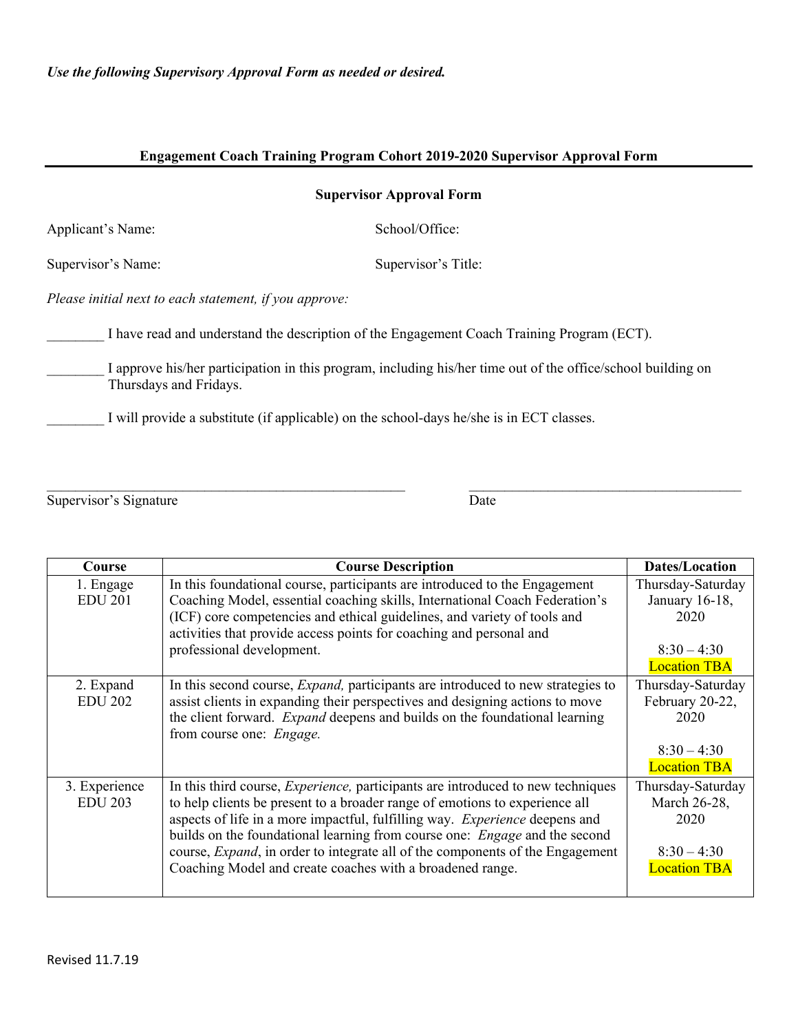*Use the following Supervisory Approval Form as needed or desired.*

## Engagement Coach Training Program Cohort 2019-2020 Supervisor Approval Form

### Supervisor Approval Form

Applicant's Name: School/Office:

Supervisor's Name: Supervisor's Title:

*Please initial next to each statement, if you approve:*

________ I have read and understand the description of the Engagement Coach Training Program (ECT).

________ I approve his/her participation in this program, including his/her time out of the office/school building on Thursdays and Fridays.

________ I will provide a substitute (if applicable) on the school-days he/she is in ECT classes.

_____________________________________________ ________________________________

Supervisor's Signature Date

| Course | Course Description | Dates/Location |
|---|---|---|
| 1. Engage EDU 201 | In this foundational course, participants are introduced to the Engagement Coaching Model, essential coaching skills, International Coach Federation's (ICF) core competencies and ethical guidelines, and variety of tools and activities that provide access points for coaching and personal and professional development. | Thursday-Saturday January 16-18, 2020<br><br>8:30 – 4:30<br>Location TBA |
| 2. Expand EDU 202 | In this second course, *Expand,* participants are introduced to new strategies to assist clients in expanding their perspectives and designing actions to move the client forward. *Expand* deepens and builds on the foundational learning from course one: *Engage.* | Thursday-Saturday February 20-22, 2020<br><br>8:30 – 4:30<br>Location TBA |
| 3. Experience EDU 203 | In this third course, *Experience,* participants are introduced to new techniques to help clients be present to a broader range of emotions to experience all aspects of life in a more impactful, fulfilling way. *Experience* deepens and builds on the foundational learning from course one: *Engage* and the second course, *Expand*, in order to integrate all of the components of the Engagement Coaching Model and create coaches with a broadened range. | Thursday-Saturday March 26-28, 2020<br><br>8:30 – 4:30<br>Location TBA |

Revised 11.7.19